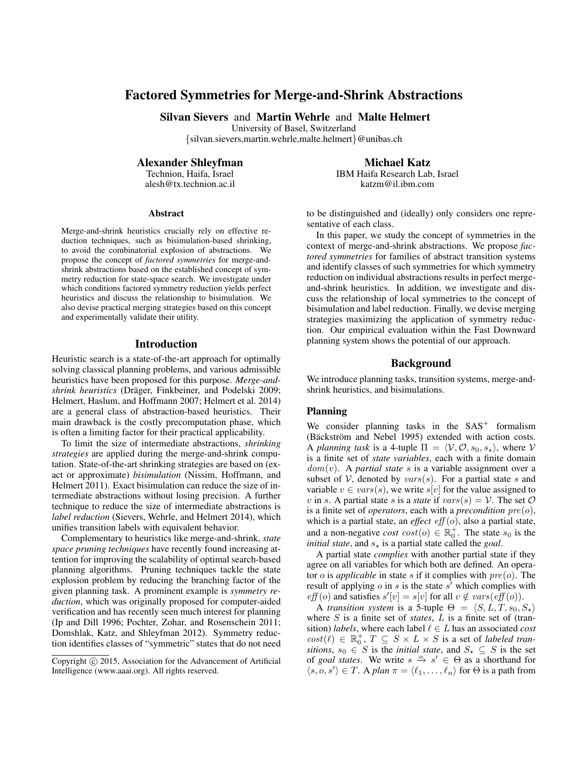# Factored Symmetries for Merge-and-Shrink Abstractions

**Silvan Sievers** and **Martin Wehrle** and **Malte Helmert**
University of Basel, Switzerland
{silvan.sievers,martin.wehrle,malte.helmert}@unibas.ch

**Alexander Shleyfman**
Technion, Haifa, Israel
alesh@tx.technion.ac.il

**Michael Katz**
IBM Haifa Research Lab, Israel
katzm@il.ibm.com

## Abstract

Merge-and-shrink heuristics crucially rely on effective reduction techniques, such as bisimulation-based shrinking, to avoid the combinatorial explosion of abstractions. We propose the concept of *factored symmetries* for merge-and-shrink abstractions based on the established concept of symmetry reduction for state-space search. We investigate under which conditions factored symmetry reduction yields perfect heuristics and discuss the relationship to bisimulation. We also devise practical merging strategies based on this concept and experimentally validate their utility.

## Introduction

Heuristic search is a state-of-the-art approach for optimally solving classical planning problems, and various admissible heuristics have been proposed for this purpose. *Merge-and-shrink heuristics* (Dräger, Finkbeiner, and Podelski 2009; Helmert, Haslum, and Hoffmann 2007; Helmert et al. 2014) are a general class of abstraction-based heuristics. Their main drawback is the costly precomputation phase, which is often a limiting factor for their practical applicability.

To limit the size of intermediate abstractions, *shrinking strategies* are applied during the merge-and-shrink computation. State-of-the-art shrinking strategies are based on (exact or approximate) *bisimulation* (Nissim, Hoffmann, and Helmert 2011). Exact bisimulation can reduce the size of intermediate abstractions without losing precision. A further technique to reduce the size of intermediate abstractions is *label reduction* (Sievers, Wehrle, and Helmert 2014), which unifies transition labels with equivalent behavior.

Complementary to heuristics like merge-and-shrink, *state space pruning techniques* have recently found increasing attention for improving the scalability of optimal search-based planning algorithms. Pruning techniques tackle the state explosion problem by reducing the branching factor of the given planning task. A prominent example is *symmetry reduction*, which was originally proposed for computer-aided verification and has recently seen much interest for planning (Ip and Dill 1996; Pochter, Zohar, and Rosenschein 2011; Domshlak, Katz, and Shleyfman 2012). Symmetry reduction identifies classes of "symmetric" states that do not need to be distinguished and (ideally) only considers one representative of each class.

In this paper, we study the concept of symmetries in the context of merge-and-shrink abstractions. We propose *factored symmetries* for families of abstract transition systems and identify classes of such symmetries for which symmetry reduction on individual abstractions results in perfect merge-and-shrink heuristics. In addition, we investigate and discuss the relationship of local symmetries to the concept of bisimulation and label reduction. Finally, we devise merging strategies maximizing the application of symmetry reduction. Our empirical evaluation within the Fast Downward planning system shows the potential of our approach.

## Background

We introduce planning tasks, transition systems, merge-and-shrink heuristics, and bisimulations.

### Planning

We consider planning tasks in the $\mathrm{SAS}^+$ formalism (Bäckström and Nebel 1995) extended with action costs. A *planning task* is a 4-tuple $\Pi = \langle \mathcal{V}, \mathcal{O}, s_0, s_\star \rangle$, where $\mathcal{V}$ is a finite set of *state variables*, each with a finite domain $dom(v)$. A *partial state* $s$ is a variable assignment over a subset of $\mathcal{V}$, denoted by $vars(s)$. For a partial state $s$ and variable $v \in vars(s)$, we write $s[v]$ for the value assigned to $v$ in $s$. A partial state $s$ is a *state* if $vars(s) = \mathcal{V}$. The set $\mathcal{O}$ is a finite set of *operators*, each with a *precondition* $pre(o)$, which is a partial state, an *effect* $\mathit{eff}(o)$, also a partial state, and a non-negative *cost* $cost(o) \in \mathbb{R}_0^+$. The state $s_0$ is the *initial state*, and $s_\star$ is a partial state called the *goal*.

A partial state *complies* with another partial state if they agree on all variables for which both are defined. An operator $o$ is *applicable* in state $s$ if it complies with $pre(o)$. The result of applying $o$ in $s$ is the state $s'$ which complies with $\mathit{eff}(o)$ and satisfies $s'[v] = s[v]$ for all $v \notin vars(\mathit{eff}(o))$.

A *transition system* is a 5-tuple $\Theta = \langle S, L, T, s_0, S_\star \rangle$ where $S$ is a finite set of *states*, $L$ is a finite set of (transition) *labels*, where each label $\ell \in L$ has an associated *cost* $cost(\ell) \in \mathbb{R}_0^+$, $T \subseteq S \times L \times S$ is a set of *labeled transitions*, $s_0 \in S$ is the *initial state*, and $S_\star \subseteq S$ is the set of *goal states*. We write $s \xrightarrow{o} s' \in \Theta$ as a shorthand for $\langle s, o, s' \rangle \in T$. A *plan* $\pi = \langle \ell_1, \dots, \ell_n \rangle$ for $\Theta$ is a path from

Copyright © 2015, Association for the Advancement of Artificial Intelligence (www.aaai.org). All rights reserved.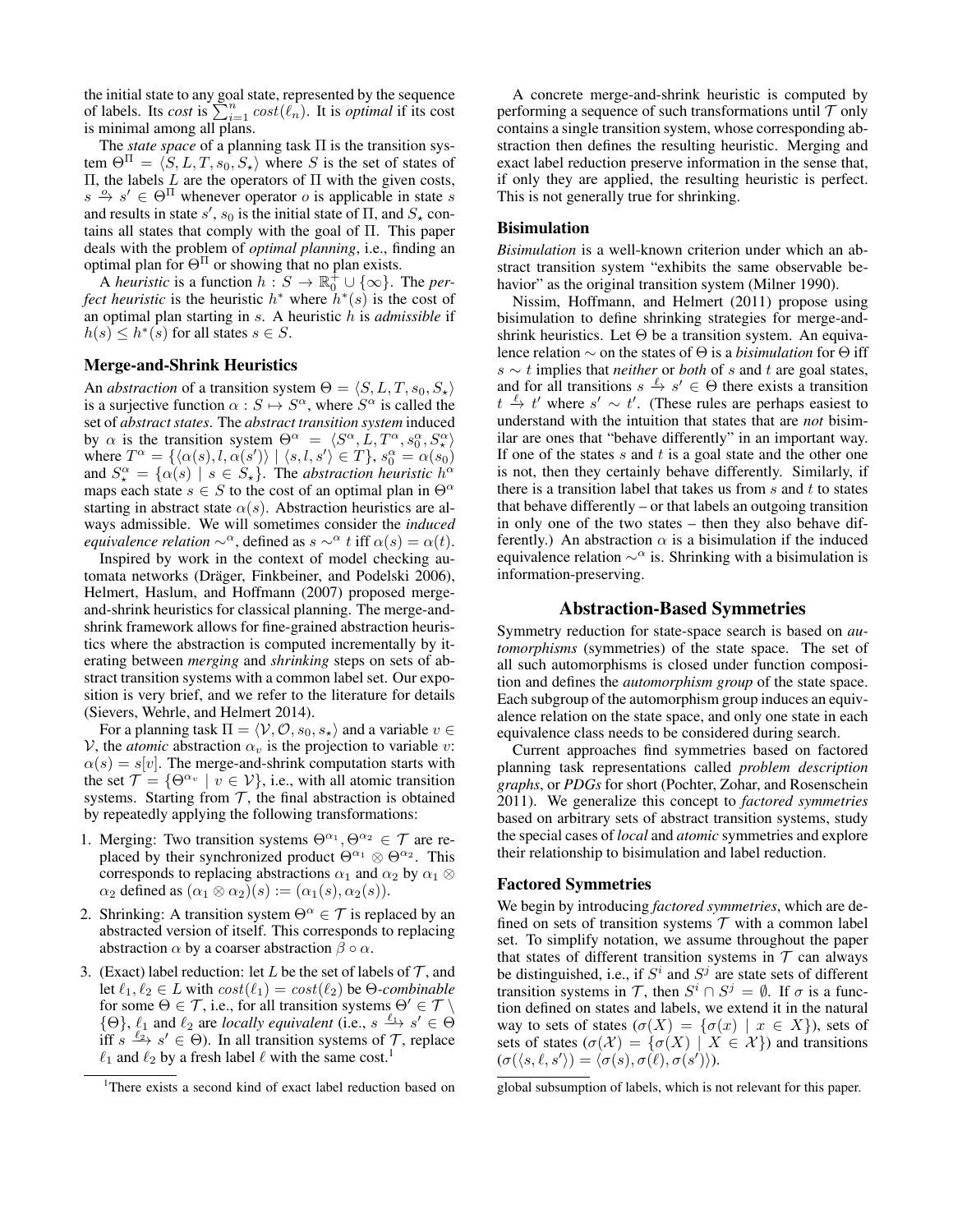the initial state to any goal state, represented by the sequence of labels. Its *cost* is $\sum_{i=1}^{n} cost(\ell_n)$. It is *optimal* if its cost is minimal among all plans.

The *state space* of a planning task $\Pi$ is the transition system $\Theta^{\Pi} = \langle S, L, T, s_0, S_\star \rangle$ where $S$ is the set of states of $\Pi$, the labels $L$ are the operators of $\Pi$ with the given costs, $s \xrightarrow{o} s' \in \Theta^{\Pi}$ whenever operator $o$ is applicable in state $s$ and results in state $s'$, $s_0$ is the initial state of $\Pi$, and $S_\star$ contains all states that comply with the goal of $\Pi$. This paper deals with the problem of *optimal planning*, i.e., finding an optimal plan for $\Theta^{\Pi}$ or showing that no plan exists.

A *heuristic* is a function $h : S \to \mathbb{R}_0^+ \cup \{\infty\}$. The *perfect heuristic* is the heuristic $h^*$ where $h^*(s)$ is the cost of an optimal plan starting in $s$. A heuristic $h$ is *admissible* if $h(s) \leq h^*(s)$ for all states $s \in S$.

### Merge-and-Shrink Heuristics

An *abstraction* of a transition system $\Theta = \langle S, L, T, s_0, S_\star \rangle$ is a surjective function $\alpha : S \mapsto S^\alpha$, where $S^\alpha$ is called the set of *abstract states*. The *abstract transition system* induced by $\alpha$ is the transition system $\Theta^\alpha = \langle S^\alpha, L, T^\alpha, s_0^\alpha, S_\star^\alpha \rangle$ where $T^\alpha = \{\langle \alpha(s), l, \alpha(s') \rangle \mid \langle s, l, s' \rangle \in T\}$, $s_0^\alpha = \alpha(s_0)$ and $S_\star^\alpha = \{\alpha(s) \mid s \in S_\star\}$. The *abstraction heuristic* $h^\alpha$ maps each state $s \in S$ to the cost of an optimal plan in $\Theta^\alpha$ starting in abstract state $\alpha(s)$. Abstraction heuristics are always admissible. We will sometimes consider the *induced equivalence relation* $\sim^\alpha$, defined as $s \sim^\alpha t$ iff $\alpha(s) = \alpha(t)$.

Inspired by work in the context of model checking automata networks (Dräger, Finkbeiner, and Podelski 2006), Helmert, Haslum, and Hoffmann (2007) proposed merge-and-shrink heuristics for classical planning. The merge-and-shrink framework allows for fine-grained abstraction heuristics where the abstraction is computed incrementally by iterating between *merging* and *shrinking* steps on sets of abstract transition systems with a common label set. Our exposition is very brief, and we refer to the literature for details (Sievers, Wehrle, and Helmert 2014).

For a planning task $\Pi = \langle \mathcal{V}, \mathcal{O}, s_0, s_\star \rangle$ and a variable $v \in \mathcal{V}$, the *atomic* abstraction $\alpha_v$ is the projection to variable $v$: $\alpha(s) = s[v]$. The merge-and-shrink computation starts with the set $\mathcal{T} = \{\Theta^{\alpha_v} \mid v \in \mathcal{V}\}$, i.e., with all atomic transition systems. Starting from $\mathcal{T}$, the final abstraction is obtained by repeatedly applying the following transformations:

1. Merging: Two transition systems $\Theta^{\alpha_1}, \Theta^{\alpha_2} \in \mathcal{T}$ are replaced by their synchronized product $\Theta^{\alpha_1} \otimes \Theta^{\alpha_2}$. This corresponds to replacing abstractions $\alpha_1$ and $\alpha_2$ by $\alpha_1 \otimes \alpha_2$ defined as $(\alpha_1 \otimes \alpha_2)(s) := (\alpha_1(s), \alpha_2(s))$.
2. Shrinking: A transition system $\Theta^\alpha \in \mathcal{T}$ is replaced by an abstracted version of itself. This corresponds to replacing abstraction $\alpha$ by a coarser abstraction $\beta \circ \alpha$.
3. (Exact) label reduction: let $L$ be the set of labels of $\mathcal{T}$, and let $\ell_1, \ell_2 \in L$ with $cost(\ell_1) = cost(\ell_2)$ be $\Theta$*-combinable* for some $\Theta \in \mathcal{T}$, i.e., for all transition systems $\Theta' \in \mathcal{T} \setminus \{\Theta\}$, $\ell_1$ and $\ell_2$ are *locally equivalent* (i.e., $s \xrightarrow{\ell_1} s' \in \Theta$ iff $s \xrightarrow{\ell_2} s' \in \Theta$). In all transition systems of $\mathcal{T}$, replace $\ell_1$ and $\ell_2$ by a fresh label $\ell$ with the same cost.[1]

A concrete merge-and-shrink heuristic is computed by performing a sequence of such transformations until $\mathcal{T}$ only contains a single transition system, whose corresponding abstraction then defines the resulting heuristic. Merging and exact label reduction preserve information in the sense that, if only they are applied, the resulting heuristic is perfect. This is not generally true for shrinking.

### Bisimulation

*Bisimulation* is a well-known criterion under which an abstract transition system "exhibits the same observable behavior" as the original transition system (Milner 1990).

Nissim, Hoffmann, and Helmert (2011) propose using bisimulation to define shrinking strategies for merge-and-shrink heuristics. Let $\Theta$ be a transition system. An equivalence relation $\sim$ on the states of $\Theta$ is a *bisimulation* for $\Theta$ iff $s \sim t$ implies that *neither* or *both* of $s$ and $t$ are goal states, and for all transitions $s \xrightarrow{\ell} s' \in \Theta$ there exists a transition $t \xrightarrow{\ell} t'$ where $s' \sim t'$. (These rules are perhaps easiest to understand with the intuition that states that are *not* bisimilar are ones that "behave differently" in an important way. If one of the states $s$ and $t$ is a goal state and the other one is not, then they certainly behave differently. Similarly, if there is a transition label that takes us from $s$ and $t$ to states that behave differently – or that labels an outgoing transition in only one of the two states – then they also behave differently.) An abstraction $\alpha$ is a bisimulation if the induced equivalence relation $\sim^\alpha$ is. Shrinking with a bisimulation is information-preserving.

## Abstraction-Based Symmetries

Symmetry reduction for state-space search is based on *automorphisms* (symmetries) of the state space. The set of all such automorphisms is closed under function composition and defines the *automorphism group* of the state space. Each subgroup of the automorphism group induces an equivalence relation on the state space, and only one state in each equivalence class needs to be considered during search.

Current approaches find symmetries based on factored planning task representations called *problem description graphs*, or *PDGs* for short (Pochter, Zohar, and Rosenschein 2011). We generalize this concept to *factored symmetries* based on arbitrary sets of abstract transition systems, study the special cases of *local* and *atomic* symmetries and explore their relationship to bisimulation and label reduction.

### Factored Symmetries

We begin by introducing *factored symmetries*, which are defined on sets of transition systems $\mathcal{T}$ with a common label set. To simplify notation, we assume throughout the paper that states of different transition systems in $\mathcal{T}$ can always be distinguished, i.e., if $S^i$ and $S^j$ are state sets of different transition systems in $\mathcal{T}$, then $S^i \cap S^j = \emptyset$. If $\sigma$ is a function defined on states and labels, we extend it in the natural way to sets of states ($\sigma(X) = \{\sigma(x) \mid x \in X\}$), sets of sets of states ($\sigma(\mathcal{X}) = \{\sigma(X) \mid X \in \mathcal{X}\}$) and transitions ($\sigma(\langle s, \ell, s' \rangle) = \langle \sigma(s), \sigma(\ell), \sigma(s') \rangle$).

[1] There exists a second kind of exact label reduction based on global subsumption of labels, which is not relevant for this paper.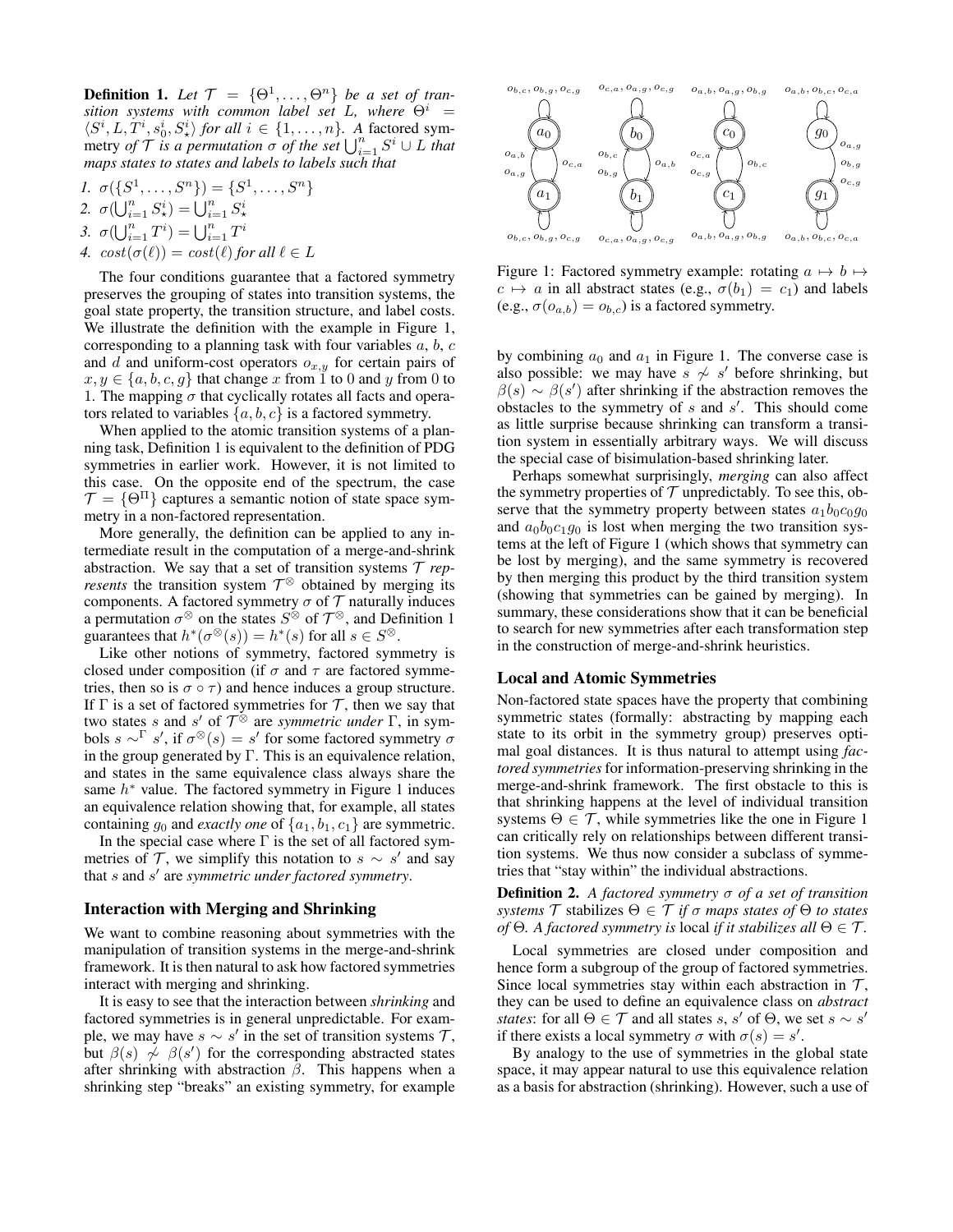**Definition 1.** *Let $\mathcal{T} = \{\Theta^1, \ldots, \Theta^n\}$ be a set of transition systems with common label set $L$, where $\Theta^i = \langle S^i, L, T^i, s_0^i, S_\star^i \rangle$ for all $i \in \{1, \ldots, n\}$. A* factored symmetry *of $\mathcal{T}$ is a permutation $\sigma$ of the set $\bigcup_{i=1}^n S^i \cup L$ that maps states to states and labels to labels such that*

1. $\sigma(\{S^1, \ldots, S^n\}) = \{S^1, \ldots, S^n\}$
2. $\sigma(\bigcup_{i=1}^n S_\star^i) = \bigcup_{i=1}^n S_\star^i$
3. $\sigma(\bigcup_{i=1}^n T^i) = \bigcup_{i=1}^n T^i$
4. $cost(\sigma(\ell)) = cost(\ell)$ *for all* $\ell \in L$

The four conditions guarantee that a factored symmetry preserves the grouping of states into transition systems, the goal state property, the transition structure, and label costs. We illustrate the definition with the example in Figure 1, corresponding to a planning task with four variables $a$, $b$, $c$ and $d$ and uniform-cost operators $o_{x,y}$ for certain pairs of $x, y \in \{a, b, c, g\}$ that change $x$ from 1 to 0 and $y$ from 0 to 1. The mapping $\sigma$ that cyclically rotates all facts and operators related to variables $\{a, b, c\}$ is a factored symmetry.

When applied to the atomic transition systems of a planning task, Definition 1 is equivalent to the definition of PDG symmetries in earlier work. However, it is not limited to this case. On the opposite end of the spectrum, the case $\mathcal{T} = \{\Theta^\Pi\}$ captures a semantic notion of state space symmetry in a non-factored representation.

More generally, the definition can be applied to any intermediate result in the computation of a merge-and-shrink abstraction. We say that a set of transition systems $\mathcal{T}$ *represents* the transition system $\mathcal{T}^\otimes$ obtained by merging its components. A factored symmetry $\sigma$ of $\mathcal{T}$ naturally induces a permutation $\sigma^\otimes$ on the states $S^\otimes$ of $\mathcal{T}^\otimes$, and Definition 1 guarantees that $h^*(\sigma^\otimes(s)) = h^*(s)$ for all $s \in S^\otimes$.

Like other notions of symmetry, factored symmetry is closed under composition (if $\sigma$ and $\tau$ are factored symmetries, then so is $\sigma \circ \tau$) and hence induces a group structure. If $\Gamma$ is a set of factored symmetries for $\mathcal{T}$, then we say that two states $s$ and $s'$ of $\mathcal{T}^\otimes$ are *symmetric under* $\Gamma$, in symbols $s \sim^\Gamma s'$, if $\sigma^\otimes(s) = s'$ for some factored symmetry $\sigma$ in the group generated by $\Gamma$. This is an equivalence relation, and states in the same equivalence class always share the same $h^*$ value. The factored symmetry in Figure 1 induces an equivalence relation showing that, for example, all states containing $g_0$ and *exactly one* of $\{a_1, b_1, c_1\}$ are symmetric.

In the special case where $\Gamma$ is the set of all factored symmetries of $\mathcal{T}$, we simplify this notation to $s \sim s'$ and say that $s$ and $s'$ are *symmetric under factored symmetry*.

## Interaction with Merging and Shrinking

We want to combine reasoning about symmetries with the manipulation of transition systems in the merge-and-shrink framework. It is then natural to ask how factored symmetries interact with merging and shrinking.

It is easy to see that the interaction between *shrinking* and factored symmetries is in general unpredictable. For example, we may have $s \sim s'$ in the set of transition systems $\mathcal{T}$, but $\beta(s) \not\sim \beta(s')$ for the corresponding abstracted states after shrinking with abstraction $\beta$. This happens when a shrinking step "breaks" an existing symmetry, for example by combining $a_0$ and $a_1$ in Figure 1. The converse case is also possible: we may have $s \not\sim s'$ before shrinking, but $\beta(s) \sim \beta(s')$ after shrinking if the abstraction removes the obstacles to the symmetry of $s$ and $s'$. This should come as little surprise because shrinking can transform a transition system in essentially arbitrary ways. We will discuss the special case of bisimulation-based shrinking later.

Perhaps somewhat surprisingly, *merging* can also affect the symmetry properties of $\mathcal{T}$ unpredictably. To see this, observe that the symmetry property between states $a_1b_0c_0g_0$ and $a_0b_0c_1g_0$ is lost when merging the two transition systems at the left of Figure 1 (which shows that symmetry can be lost by merging), and the same symmetry is recovered by then merging this product by the third transition system (showing that symmetries can be gained by merging). In summary, these considerations show that it can be beneficial to search for new symmetries after each transformation step in the construction of merge-and-shrink heuristics.

Figure 1: Factored symmetry example: rotating $a \mapsto b \mapsto c \mapsto a$ in all abstract states (e.g., $\sigma(b_1) = c_1$) and labels (e.g., $\sigma(o_{a,b}) = o_{b,c}$) is a factored symmetry.

## Local and Atomic Symmetries

Non-factored state spaces have the property that combining symmetric states (formally: abstracting by mapping each state to its orbit in the symmetry group) preserves optimal goal distances. It is thus natural to attempt using *factored symmetries* for information-preserving shrinking in the merge-and-shrink framework. The first obstacle to this is that shrinking happens at the level of individual transition systems $\Theta \in \mathcal{T}$, while symmetries like the one in Figure 1 can critically rely on relationships between different transition systems. We thus now consider a subclass of symmetries that "stay within" the individual abstractions.

**Definition 2.** *A factored symmetry $\sigma$ of a set of transition systems $\mathcal{T}$* stabilizes *$\Theta \in \mathcal{T}$ if $\sigma$ maps states of $\Theta$ to states of $\Theta$. A factored symmetry is* local *if it stabilizes all $\Theta \in \mathcal{T}$.*

Local symmetries are closed under composition and hence form a subgroup of the group of factored symmetries. Since local symmetries stay within each abstraction in $\mathcal{T}$, they can be used to define an equivalence class on *abstract states*: for all $\Theta \in \mathcal{T}$ and all states $s$, $s'$ of $\Theta$, we set $s \sim s'$ if there exists a local symmetry $\sigma$ with $\sigma(s) = s'$.

By analogy to the use of symmetries in the global state space, it may appear natural to use this equivalence relation as a basis for abstraction (shrinking). However, such a use of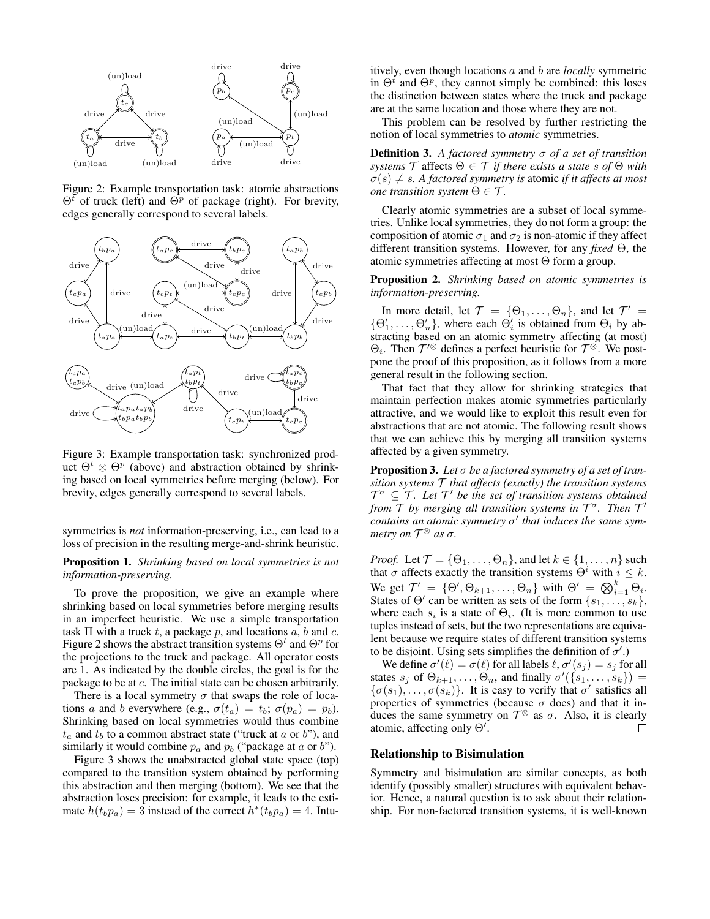Figure 2: Example transportation task: atomic abstractions $\Theta^t$ of truck (left) and $\Theta^p$ of package (right). For brevity, edges generally correspond to several labels.

Figure 3: Example transportation task: synchronized product $\Theta^t \otimes \Theta^p$ (above) and abstraction obtained by shrinking based on local symmetries before merging (below). For brevity, edges generally correspond to several labels.

symmetries is *not* information-preserving, i.e., can lead to a loss of precision in the resulting merge-and-shrink heuristic.

**Proposition 1.** *Shrinking based on local symmetries is not information-preserving.*

To prove the proposition, we give an example where shrinking based on local symmetries before merging results in an imperfect heuristic. We use a simple transportation task $\Pi$ with a truck $t$, a package $p$, and locations $a$, $b$ and $c$. Figure 2 shows the abstract transition systems $\Theta^t$ and $\Theta^p$ for the projections to the truck and package. All operator costs are 1. As indicated by the double circles, the goal is for the package to be at $c$. The initial state can be chosen arbitrarily.

There is a local symmetry $\sigma$ that swaps the role of locations $a$ and $b$ everywhere (e.g., $\sigma(t_a) = t_b$; $\sigma(p_a) = p_b$). Shrinking based on local symmetries would thus combine $t_a$ and $t_b$ to a common abstract state ("truck at $a$ or $b$"), and similarly it would combine $p_a$ and $p_b$ ("package at $a$ or $b$").

Figure 3 shows the unabstracted global state space (top) compared to the transition system obtained by performing this abstraction and then merging (bottom). We see that the abstraction loses precision: for example, it leads to the estimate $h(t_b p_a) = 3$ instead of the correct $h^*(t_b p_a) = 4$. Intuitively, even though locations $a$ and $b$ are *locally* symmetric in $\Theta^t$ and $\Theta^p$, they cannot simply be combined: this loses the distinction between states where the truck and package are at the same location and those where they are not.

This problem can be resolved by further restricting the notion of local symmetries to *atomic* symmetries.

**Definition 3.** *A factored symmetry $\sigma$ of a set of transition systems $\mathcal{T}$ affects $\Theta \in \mathcal{T}$ if there exists a state $s$ of $\Theta$ with $\sigma(s) \neq s$. A factored symmetry is* atomic *if it affects at most one transition system $\Theta \in \mathcal{T}$.*

Clearly atomic symmetries are a subset of local symmetries. Unlike local symmetries, they do not form a group: the composition of atomic $\sigma_1$ and $\sigma_2$ is non-atomic if they affect different transition systems. However, for any *fixed* $\Theta$, the atomic symmetries affecting at most $\Theta$ form a group.

**Proposition 2.** *Shrinking based on atomic symmetries is information-preserving.*

In more detail, let $\mathcal{T} = \{\Theta_1, \dots, \Theta_n\}$, and let $\mathcal{T}' = \{\Theta'_1, \dots, \Theta'_n\}$, where each $\Theta'_i$ is obtained from $\Theta_i$ by abstracting based on an atomic symmetry affecting (at most) $\Theta_i$. Then $\mathcal{T}'^{\otimes}$ defines a perfect heuristic for $\mathcal{T}^{\otimes}$. We postpone the proof of this proposition, as it follows from a more general result in the following section.

That fact that they allow for shrinking strategies that maintain perfection makes atomic symmetries particularly attractive, and we would like to exploit this result even for abstractions that are not atomic. The following result shows that we can achieve this by merging all transition systems affected by a given symmetry.

**Proposition 3.** *Let $\sigma$ be a factored symmetry of a set of transition systems $\mathcal{T}$ that affects (exactly) the transition systems $\mathcal{T}^{\sigma} \subseteq \mathcal{T}$. Let $\mathcal{T}'$ be the set of transition systems obtained from $\mathcal{T}$ by merging all transition systems in $\mathcal{T}^{\sigma}$. Then $\mathcal{T}'$ contains an atomic symmetry $\sigma'$ that induces the same symmetry on $\mathcal{T}^{\otimes}$ as $\sigma$.*

*Proof.* Let $\mathcal{T} = \{\Theta_1, \dots, \Theta_n\}$, and let $k \in \{1, \dots, n\}$ such that $\sigma$ affects exactly the transition systems $\Theta^i$ with $i \leq k$. We get $\mathcal{T}' = \{\Theta', \Theta_{k+1}, \dots, \Theta_n\}$ with $\Theta' = \bigotimes_{i=1}^{k} \Theta_i$. States of $\Theta'$ can be written as sets of the form $\{s_1, \dots, s_k\}$, where each $s_i$ is a state of $\Theta_i$. (It is more common to use tuples instead of sets, but the two representations are equivalent because we require states of different transition systems to be disjoint. Using sets simplifies the definition of $\sigma'$.)

We define $\sigma'(\ell) = \sigma(\ell)$ for all labels $\ell$, $\sigma'(s_j) = s_j$ for all states $s_j$ of $\Theta_{k+1}, \dots, \Theta_n$, and finally $\sigma'(\{s_1, \dots, s_k\}) = \{\sigma(s_1), \dots, \sigma(s_k)\}$. It is easy to verify that $\sigma'$ satisfies all properties of symmetries (because $\sigma$ does) and that it induces the same symmetry on $\mathcal{T}^{\otimes}$ as $\sigma$. Also, it is clearly atomic, affecting only $\Theta'$. $\square$

## Relationship to Bisimulation

Symmetry and bisimulation are similar concepts, as both identify (possibly smaller) structures with equivalent behavior. Hence, a natural question is to ask about their relationship. For non-factored transition systems, it is well-known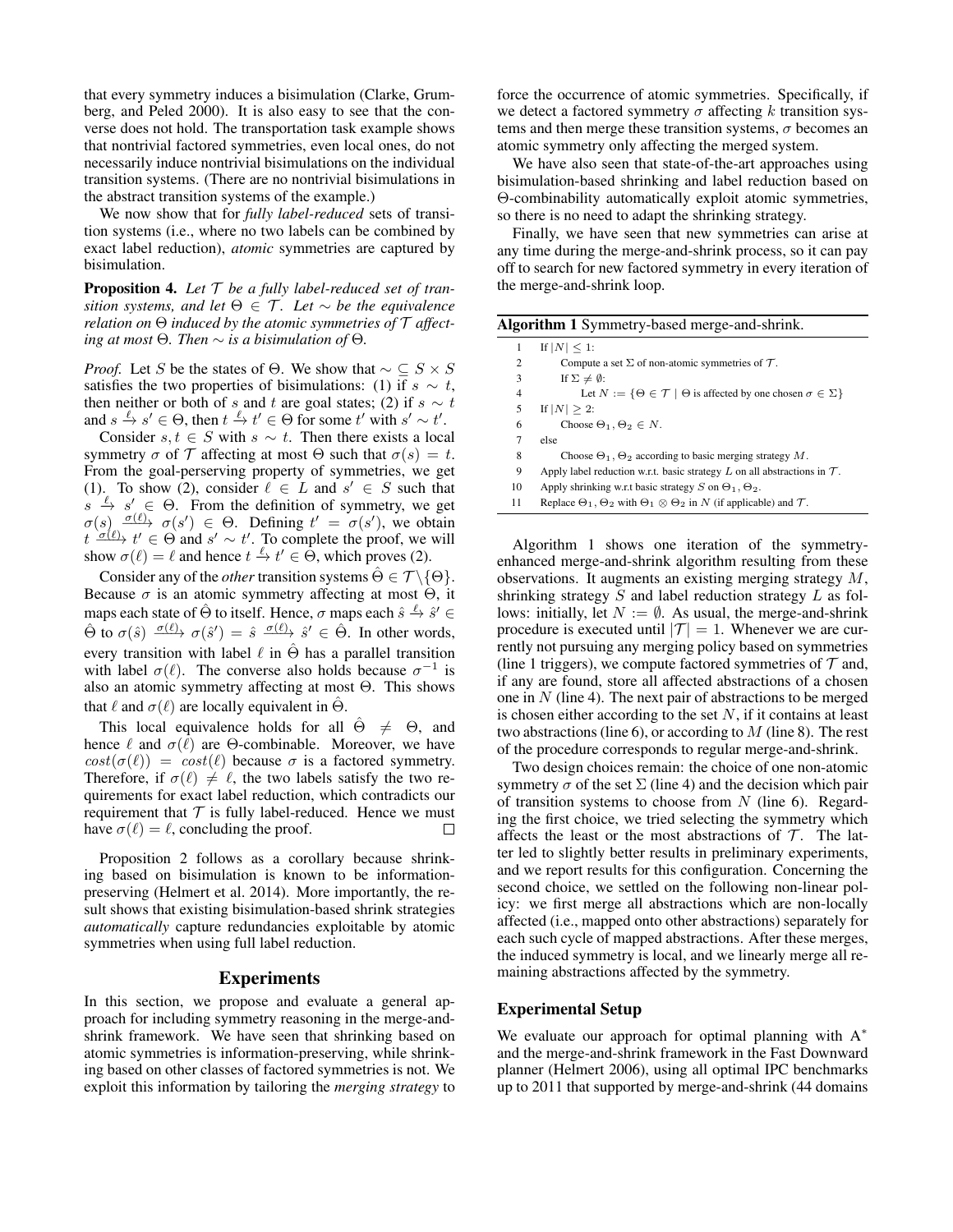that every symmetry induces a bisimulation (Clarke, Grumberg, and Peled 2000). It is also easy to see that the converse does not hold. The transportation task example shows that nontrivial factored symmetries, even local ones, do not necessarily induce nontrivial bisimulations on the individual transition systems. (There are no nontrivial bisimulations in the abstract transition systems of the example.)

We now show that for *fully label-reduced* sets of transition systems (i.e., where no two labels can be combined by exact label reduction), *atomic* symmetries are captured by bisimulation.

**Proposition 4.** *Let $\mathcal{T}$ be a fully label-reduced set of transition systems, and let $\Theta \in \mathcal{T}$. Let $\sim$ be the equivalence relation on $\Theta$ induced by the atomic symmetries of $\mathcal{T}$ affecting at most $\Theta$. Then $\sim$ is a bisimulation of $\Theta$.*

*Proof.* Let $S$ be the states of $\Theta$. We show that $\sim \subseteq S \times S$ satisfies the two properties of bisimulations: (1) if $s \sim t$, then neither or both of $s$ and $t$ are goal states; (2) if $s \sim t$ and $s \xrightarrow{\ell} s' \in \Theta$, then $t \xrightarrow{\ell} t' \in \Theta$ for some $t'$ with $s' \sim t'$.

Consider $s, t \in S$ with $s \sim t$. Then there exists a local symmetry $\sigma$ of $\mathcal{T}$ affecting at most $\Theta$ such that $\sigma(s) = t$. From the goal-perserving property of symmetries, we get (1). To show (2), consider $\ell \in L$ and $s' \in S$ such that $s \xrightarrow{\ell} s' \in \Theta$. From the definition of symmetry, we get $\sigma(s) \xrightarrow{\sigma(\ell)} \sigma(s') \in \Theta$. Defining $t' = \sigma(s')$, we obtain $t \xrightarrow{\sigma(\ell)} t' \in \Theta$ and $s' \sim t'$. To complete the proof, we will show $\sigma(\ell) = \ell$ and hence $t \xrightarrow{\ell} t' \in \Theta$, which proves (2).

Consider any of the *other* transition systems $\hat{\Theta} \in \mathcal{T} \setminus \{\Theta\}$. Because $\sigma$ is an atomic symmetry affecting at most $\Theta$, it maps each state of $\hat{\Theta}$ to itself. Hence, $\sigma$ maps each $\hat{s} \xrightarrow{\ell} \hat{s}' \in \hat{\Theta}$ to $\sigma(\hat{s}) \xrightarrow{\sigma(\ell)} \sigma(\hat{s}') = \hat{s} \xrightarrow{\sigma(\ell)} \hat{s}' \in \hat{\Theta}$. In other words, every transition with label $\ell$ in $\hat{\Theta}$ has a parallel transition with label $\sigma(\ell)$. The converse also holds because $\sigma^{-1}$ is also an atomic symmetry affecting at most $\Theta$. This shows that $\ell$ and $\sigma(\ell)$ are locally equivalent in $\hat{\Theta}$.

This local equivalence holds for all $\hat{\Theta} \neq \Theta$, and hence $\ell$ and $\sigma(\ell)$ are $\Theta$-combinable. Moreover, we have $cost(\sigma(\ell)) = cost(\ell)$ because $\sigma$ is a factored symmetry. Therefore, if $\sigma(\ell) \neq \ell$, the two labels satisfy the two requirements for exact label reduction, which contradicts our requirement that $\mathcal{T}$ is fully label-reduced. Hence we must have $\sigma(\ell) = \ell$, concluding the proof. □

Proposition 2 follows as a corollary because shrinking based on bisimulation is known to be information-preserving (Helmert et al. 2014). More importantly, the result shows that existing bisimulation-based shrink strategies *automatically* capture redundancies exploitable by atomic symmetries when using full label reduction.

## Experiments

In this section, we propose and evaluate a general approach for including symmetry reasoning in the merge-and-shrink framework. We have seen that shrinking based on atomic symmetries is information-preserving, while shrinking based on other classes of factored symmetries is not. We exploit this information by tailoring the *merging strategy* to force the occurrence of atomic symmetries. Specifically, if we detect a factored symmetry $\sigma$ affecting $k$ transition systems and then merge these transition systems, $\sigma$ becomes an atomic symmetry only affecting the merged system.

We have also seen that state-of-the-art approaches using bisimulation-based shrinking and label reduction based on $\Theta$-combinability automatically exploit atomic symmetries, so there is no need to adapt the shrinking strategy.

Finally, we have seen that new symmetries can arise at any time during the merge-and-shrink process, so it can pay off to search for new factored symmetry in every iteration of the merge-and-shrink loop.

**Algorithm 1** Symmetry-based merge-and-shrink.

```
1   If |N| ≤ 1:
2       Compute a set Σ of non-atomic symmetries of T.
3       If Σ ≠ ∅:
4           Let N := {Θ ∈ T | Θ is affected by one chosen σ ∈ Σ}
5   If |N| ≥ 2:
6       Choose Θ1, Θ2 ∈ N.
7   else
8       Choose Θ1, Θ2 according to basic merging strategy M.
9   Apply label reduction w.r.t. basic strategy L on all abstractions in T.
10  Apply shrinking w.r.t basic strategy S on Θ1, Θ2.
11  Replace Θ1, Θ2 with Θ1 ⊗ Θ2 in N (if applicable) and T.
```

Algorithm 1 shows one iteration of the symmetry-enhanced merge-and-shrink algorithm resulting from these observations. It augments an existing merging strategy $M$, shrinking strategy $S$ and label reduction strategy $L$ as follows: initially, let $N := \emptyset$. As usual, the merge-and-shrink procedure is executed until $|\mathcal{T}| = 1$. Whenever we are currently not pursuing any merging policy based on symmetries (line 1 triggers), we compute factored symmetries of $\mathcal{T}$ and, if any are found, store all affected abstractions of a chosen one in $N$ (line 4). The next pair of abstractions to be merged is chosen either according to the set $N$, if it contains at least two abstractions (line 6), or according to $M$ (line 8). The rest of the procedure corresponds to regular merge-and-shrink.

Two design choices remain: the choice of one non-atomic symmetry $\sigma$ of the set $\Sigma$ (line 4) and the decision which pair of transition systems to choose from $N$ (line 6). Regarding the first choice, we tried selecting the symmetry which affects the least or the most abstractions of $\mathcal{T}$. The latter led to slightly better results in preliminary experiments, and we report results for this configuration. Concerning the second choice, we settled on the following non-linear policy: we first merge all abstractions which are non-locally affected (i.e., mapped onto other abstractions) separately for each such cycle of mapped abstractions. After these merges, the induced symmetry is local, and we linearly merge all remaining abstractions affected by the symmetry.

### Experimental Setup

We evaluate our approach for optimal planning with A$^*$ and the merge-and-shrink framework in the Fast Downward planner (Helmert 2006), using all optimal IPC benchmarks up to 2011 that supported by merge-and-shrink (44 domains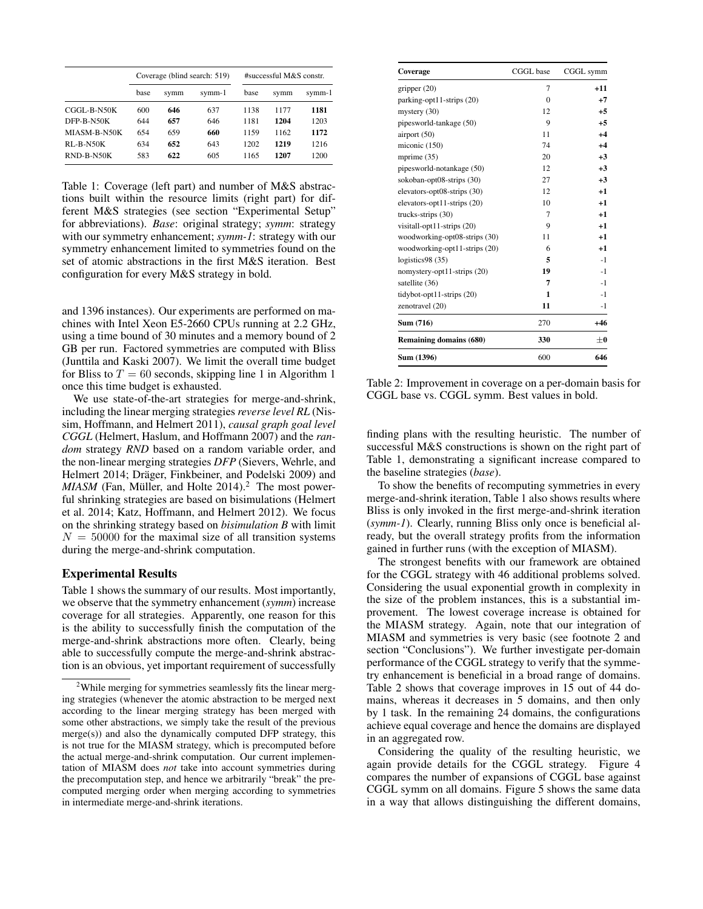| | Coverage (blind search: 519) | | | #successful M&S constr. | | |
|---|---|---|---|---|---|---|
| | base | symm | symm-1 | base | symm | symm-1 |
| CGGL-B-N50K | 600 | **646** | 637 | 1138 | 1177 | **1181** |
| DFP-B-N50K | 644 | **657** | 646 | 1181 | **1204** | 1203 |
| MIASM-B-N50K | 654 | 659 | **660** | 1159 | 1162 | **1172** |
| RL-B-N50K | 634 | **652** | 643 | 1202 | **1219** | 1216 |
| RND-B-N50K | 583 | **622** | 605 | 1165 | **1207** | 1200 |

Table 1: Coverage (left part) and number of M&S abstractions built within the resource limits (right part) for different M&S strategies (see section "Experimental Setup" for abbreviations). *Base*: original strategy; *symm*: strategy with our symmetry enhancement; *symm-1*: strategy with our symmetry enhancement limited to symmetries found on the set of atomic abstractions in the first M&S iteration. Best configuration for every M&S strategy in bold.

and 1396 instances). Our experiments are performed on machines with Intel Xeon E5-2660 CPUs running at 2.2 GHz, using a time bound of 30 minutes and a memory bound of 2 GB per run. Factored symmetries are computed with Bliss (Junttila and Kaski 2007). We limit the overall time budget for Bliss to $T = 60$ seconds, skipping line 1 in Algorithm 1 once this time budget is exhausted.

We use state-of-the-art strategies for merge-and-shrink, including the linear merging strategies *reverse level RL* (Nissim, Hoffmann, and Helmert 2011), *causal graph goal level CGGL* (Helmert, Haslum, and Hoffmann 2007) and the *random* strategy *RND* based on a random variable order, and the non-linear merging strategies *DFP* (Sievers, Wehrle, and Helmert 2014; Dräger, Finkbeiner, and Podelski 2009) and *MIASM* (Fan, Müller, and Holte 2014).[2] The most powerful shrinking strategies are based on bisimulations (Helmert et al. 2014; Katz, Hoffmann, and Helmert 2012). We focus on the shrinking strategy based on *bisimulation B* with limit $N = 50000$ for the maximal size of all transition systems during the merge-and-shrink computation.

## Experimental Results

Table 1 shows the summary of our results. Most importantly, we observe that the symmetry enhancement (*symm*) increase coverage for all strategies. Apparently, one reason for this is the ability to successfully finish the computation of the merge-and-shrink abstractions more often. Clearly, being able to successfully compute the merge-and-shrink abstraction is an obvious, yet important requirement of successfully finding plans with the resulting heuristic. The number of successful M&S constructions is shown on the right part of Table 1, demonstrating a significant increase compared to the baseline strategies (*base*).

To show the benefits of recomputing symmetries in every merge-and-shrink iteration, Table 1 also shows results where Bliss is only invoked in the first merge-and-shrink iteration (*symm-1*). Clearly, running Bliss only once is beneficial already, but the overall strategy profits from the information gained in further runs (with the exception of MIASM).

The strongest benefits with our framework are obtained for the CGGL strategy with 46 additional problems solved. Considering the usual exponential growth in complexity in the size of the problem instances, this is a substantial improvement. The lowest coverage increase is obtained for the MIASM strategy. Again, note that our integration of MIASM and symmetries is very basic (see footnote 2 and section "Conclusions"). We further investigate per-domain performance of the CGGL strategy to verify that the symmetry enhancement is beneficial in a broad range of domains. Table 2 shows that coverage improves in 15 out of 44 domains, whereas it decreases in 5 domains, and then only by 1 task. In the remaining 24 domains, the configurations achieve equal coverage and hence the domains are displayed in an aggregated row.

Considering the quality of the resulting heuristic, we again provide details for the CGGL strategy. Figure 4 compares the number of expansions of CGGL base against CGGL symm on all domains. Figure 5 shows the same data in a way that allows distinguishing the different domains,

[2] While merging for symmetries seamlessly fits the linear merging strategies (whenever the atomic abstraction to be merged next according to the linear merging strategy has been merged with some other abstractions, we simply take the result of the previous merge(s)) and also the dynamically computed DFP strategy, this is not true for the MIASM strategy, which is precomputed before the actual merge-and-shrink computation. Our current implementation of MIASM does *not* take into account symmetries during the precomputation step, and hence we arbitrarily "break" the precomputed merging order when merging according to symmetries in intermediate merge-and-shrink iterations.

| **Coverage** | CGGL base | CGGL symm |
|---|---|---|
| gripper (20) | 7 | **+11** |
| parking-opt11-strips (20) | 0 | **+7** |
| mystery (30) | 12 | **+5** |
| pipesworld-tankage (50) | 9 | **+5** |
| airport (50) | 11 | **+4** |
| miconic (150) | 74 | **+4** |
| mprime (35) | 20 | **+3** |
| pipesworld-notankage (50) | 12 | **+3** |
| sokoban-opt08-strips (30) | 27 | **+3** |
| elevators-opt08-strips (30) | 12 | **+1** |
| elevators-opt11-strips (20) | 10 | **+1** |
| trucks-strips (30) | 7 | **+1** |
| visitall-opt11-strips (20) | 9 | **+1** |
| woodworking-opt08-strips (30) | 11 | **+1** |
| woodworking-opt11-strips (20) | 6 | **+1** |
| logistics98 (35) | **5** | -1 |
| nomystery-opt11-strips (20) | **19** | -1 |
| satellite (36) | **7** | -1 |
| tidybot-opt11-strips (20) | **1** | -1 |
| zenotravel (20) | **11** | -1 |
| **Sum (716)** | 270 | **+46** |
| **Remaining domains (680)** | **330** | **±0** |
| **Sum (1396)** | 600 | **646** |

Table 2: Improvement in coverage on a per-domain basis for CGGL base vs. CGGL symm. Best values in bold.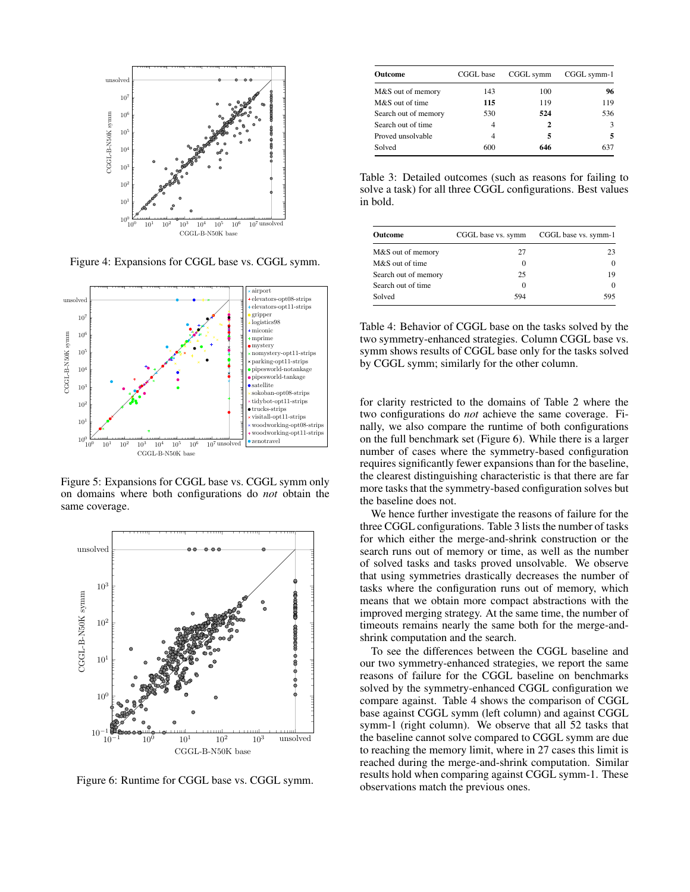Figure 4: Expansions for CGGL base vs. CGGL symm.

Figure 5: Expansions for CGGL base vs. CGGL symm only on domains where both configurations do *not* obtain the same coverage.

Figure 6: Runtime for CGGL base vs. CGGL symm.

| Outcome | CGGL base | CGGL symm | CGGL symm-1 |
|---|---|---|---|
| M&S out of memory | 143 | 100 | **96** |
| M&S out of time | **115** | 119 | 119 |
| Search out of memory | 530 | **524** | 536 |
| Search out of time | 4 | **2** | 3 |
| Proved unsolvable | 4 | **5** | **5** |
| Solved | 600 | **646** | 637 |

Table 3: Detailed outcomes (such as reasons for failing to solve a task) for all three CGGL configurations. Best values in bold.

| Outcome | CGGL base vs. symm | CGGL base vs. symm-1 |
|---|---|---|
| M&S out of memory | 27 | 23 |
| M&S out of time | 0 | 0 |
| Search out of memory | 25 | 19 |
| Search out of time | 0 | 0 |
| Solved | 594 | 595 |

Table 4: Behavior of CGGL base on the tasks solved by the two symmetry-enhanced strategies. Column CGGL base vs. symm shows results of CGGL base only for the tasks solved by CGGL symm; similarly for the other column.

for clarity restricted to the domains of Table 2 where the two configurations do *not* achieve the same coverage. Finally, we also compare the runtime of both configurations on the full benchmark set (Figure 6). While there is a larger number of cases where the symmetry-based configuration requires significantly fewer expansions than for the baseline, the clearest distinguishing characteristic is that there are far more tasks that the symmetry-based configuration solves but the baseline does not.

We hence further investigate the reasons of failure for the three CGGL configurations. Table 3 lists the number of tasks for which either the merge-and-shrink construction or the search runs out of memory or time, as well as the number of solved tasks and tasks proved unsolvable. We observe that using symmetries drastically decreases the number of tasks where the configuration runs out of memory, which means that we obtain more compact abstractions with the improved merging strategy. At the same time, the number of timeouts remains nearly the same both for the merge-and-shrink computation and the search.

To see the differences between the CGGL baseline and our two symmetry-enhanced strategies, we report the same reasons of failure for the CGGL baseline on benchmarks solved by the symmetry-enhanced CGGL configuration we compare against. Table 4 shows the comparison of CGGL base against CGGL symm (left column) and against CGGL symm-1 (right column). We observe that all 52 tasks that the baseline cannot solve compared to CGGL symm are due to reaching the memory limit, where in 27 cases this limit is reached during the merge-and-shrink computation. Similar results hold when comparing against CGGL symm-1. These observations match the previous ones.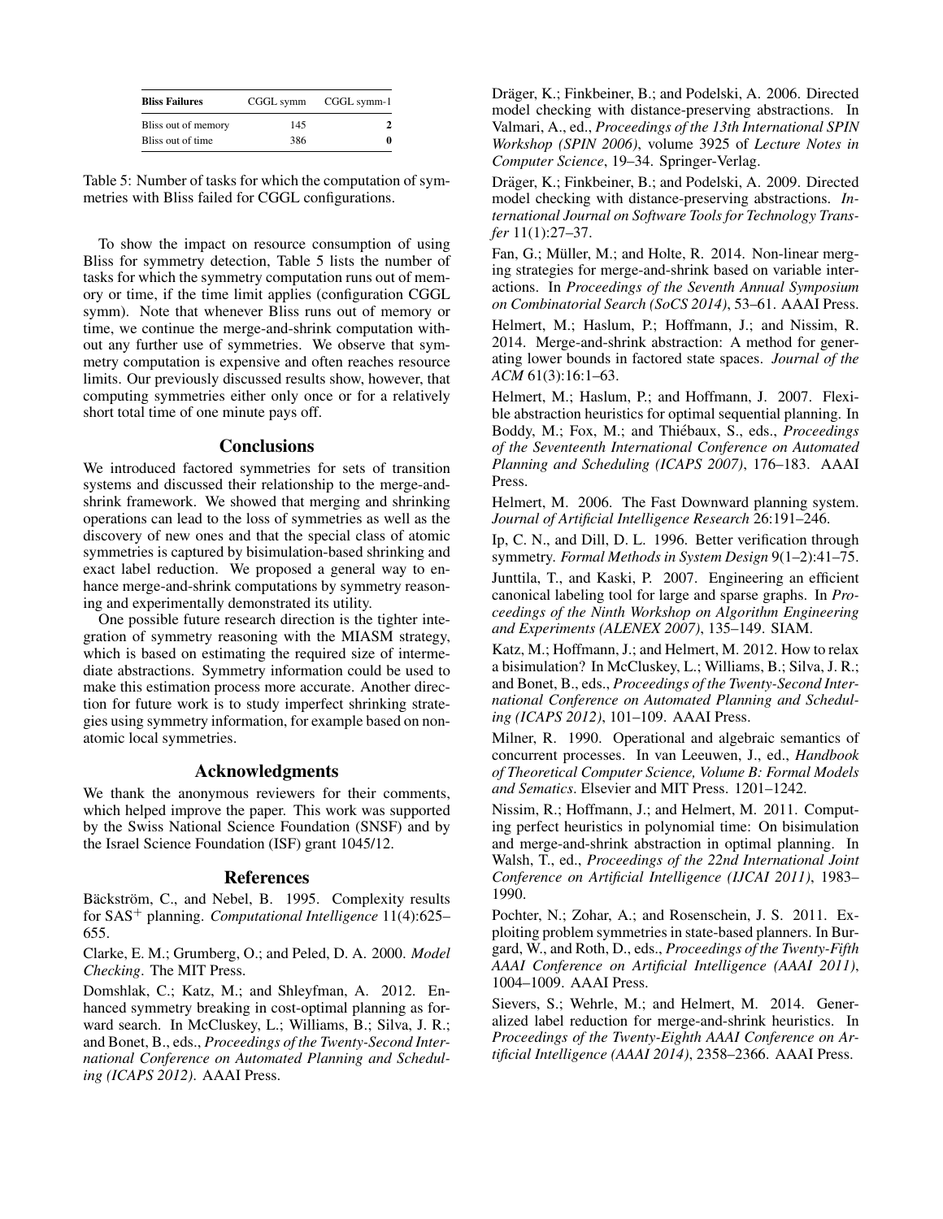| **Bliss Failures** | CGGL symm | CGGL symm-1 |
|---|---|---|
| Bliss out of memory | 145 | **2** |
| Bliss out of time | 386 | **0** |

Table 5: Number of tasks for which the computation of symmetries with Bliss failed for CGGL configurations.

To show the impact on resource consumption of using Bliss for symmetry detection, Table 5 lists the number of tasks for which the symmetry computation runs out of memory or time, if the time limit applies (configuration CGGL symm). Note that whenever Bliss runs out of memory or time, we continue the merge-and-shrink computation without any further use of symmetries. We observe that symmetry computation is expensive and often reaches resource limits. Our previously discussed results show, however, that computing symmetries either only once or for a relatively short total time of one minute pays off.

## Conclusions

We introduced factored symmetries for sets of transition systems and discussed their relationship to the merge-and-shrink framework. We showed that merging and shrinking operations can lead to the loss of symmetries as well as the discovery of new ones and that the special class of atomic symmetries is captured by bisimulation-based shrinking and exact label reduction. We proposed a general way to enhance merge-and-shrink computations by symmetry reasoning and experimentally demonstrated its utility.

One possible future research direction is the tighter integration of symmetry reasoning with the MIASM strategy, which is based on estimating the required size of intermediate abstractions. Symmetry information could be used to make this estimation process more accurate. Another direction for future work is to study imperfect shrinking strategies using symmetry information, for example based on non-atomic local symmetries.

## Acknowledgments

We thank the anonymous reviewers for their comments, which helped improve the paper. This work was supported by the Swiss National Science Foundation (SNSF) and by the Israel Science Foundation (ISF) grant 1045/12.

## References

Bäckström, C., and Nebel, B. 1995. Complexity results for $SAS^+$ planning. *Computational Intelligence* 11(4):625–655.

Clarke, E. M.; Grumberg, O.; and Peled, D. A. 2000. *Model Checking*. The MIT Press.

Domshlak, C.; Katz, M.; and Shleyfman, A. 2012. Enhanced symmetry breaking in cost-optimal planning as forward search. In McCluskey, L.; Williams, B.; Silva, J. R.; and Bonet, B., eds., *Proceedings of the Twenty-Second International Conference on Automated Planning and Scheduling (ICAPS 2012)*. AAAI Press.

Dräger, K.; Finkbeiner, B.; and Podelski, A. 2006. Directed model checking with distance-preserving abstractions. In Valmari, A., ed., *Proceedings of the 13th International SPIN Workshop (SPIN 2006)*, volume 3925 of *Lecture Notes in Computer Science*, 19–34. Springer-Verlag.

Dräger, K.; Finkbeiner, B.; and Podelski, A. 2009. Directed model checking with distance-preserving abstractions. *International Journal on Software Tools for Technology Transfer* 11(1):27–37.

Fan, G.; Müller, M.; and Holte, R. 2014. Non-linear merging strategies for merge-and-shrink based on variable interactions. In *Proceedings of the Seventh Annual Symposium on Combinatorial Search (SoCS 2014)*, 53–61. AAAI Press.

Helmert, M.; Haslum, P.; Hoffmann, J.; and Nissim, R. 2014. Merge-and-shrink abstraction: A method for generating lower bounds in factored state spaces. *Journal of the ACM* 61(3):16:1–63.

Helmert, M.; Haslum, P.; and Hoffmann, J. 2007. Flexible abstraction heuristics for optimal sequential planning. In Boddy, M.; Fox, M.; and Thiébaux, S., eds., *Proceedings of the Seventeenth International Conference on Automated Planning and Scheduling (ICAPS 2007)*, 176–183. AAAI Press.

Helmert, M. 2006. The Fast Downward planning system. *Journal of Artificial Intelligence Research* 26:191–246.

Ip, C. N., and Dill, D. L. 1996. Better verification through symmetry. *Formal Methods in System Design* 9(1–2):41–75.

Junttila, T., and Kaski, P. 2007. Engineering an efficient canonical labeling tool for large and sparse graphs. In *Proceedings of the Ninth Workshop on Algorithm Engineering and Experiments (ALENEX 2007)*, 135–149. SIAM.

Katz, M.; Hoffmann, J.; and Helmert, M. 2012. How to relax a bisimulation? In McCluskey, L.; Williams, B.; Silva, J. R.; and Bonet, B., eds., *Proceedings of the Twenty-Second International Conference on Automated Planning and Scheduling (ICAPS 2012)*, 101–109. AAAI Press.

Milner, R. 1990. Operational and algebraic semantics of concurrent processes. In van Leeuwen, J., ed., *Handbook of Theoretical Computer Science, Volume B: Formal Models and Sematics*. Elsevier and MIT Press. 1201–1242.

Nissim, R.; Hoffmann, J.; and Helmert, M. 2011. Computing perfect heuristics in polynomial time: On bisimulation and merge-and-shrink abstraction in optimal planning. In Walsh, T., ed., *Proceedings of the 22nd International Joint Conference on Artificial Intelligence (IJCAI 2011)*, 1983–1990.

Pochter, N.; Zohar, A.; and Rosenschein, J. S. 2011. Exploiting problem symmetries in state-based planners. In Burgard, W., and Roth, D., eds., *Proceedings of the Twenty-Fifth AAAI Conference on Artificial Intelligence (AAAI 2011)*, 1004–1009. AAAI Press.

Sievers, S.; Wehrle, M.; and Helmert, M. 2014. Generalized label reduction for merge-and-shrink heuristics. In *Proceedings of the Twenty-Eighth AAAI Conference on Artificial Intelligence (AAAI 2014)*, 2358–2366. AAAI Press.